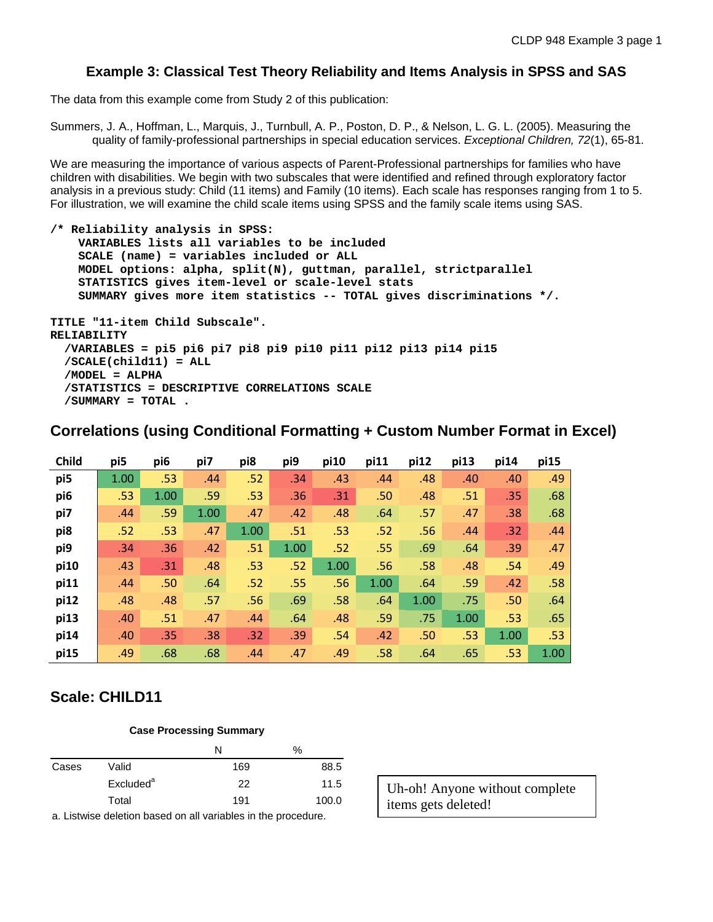# Example 3: Classical Test Theory Reliability and Items Analysis in SPSS and SAS

The data from this example come from Study 2 of this publication:

Summers, J. A., Hoffman, L., Marquis, J., Turnbull, A. P., Poston, D. P., & Nelson, L. G. L. (2005). Measuring the quality of family-professional partnerships in special education services. *Exceptional Children, 72*(1), 65-81.

We are measuring the importance of various aspects of Parent-Professional partnerships for families who have children with disabilities. We begin with two subscales that were identified and refined through exploratory factor analysis in a previous study: Child (11 items) and Family (10 items). Each scale has responses ranging from 1 to 5. For illustration, we will examine the child scale items using SPSS and the family scale items using SAS.

```
/* Reliability analysis in SPSS:
    VARIABLES lists all variables to be included
    SCALE (name) = variables included or ALL
    MODEL options: alpha, split(N), guttman, parallel, strictparallel
    STATISTICS gives item-level or scale-level stats
    SUMMARY gives more item statistics -- TOTAL gives discriminations */.

TITLE "11-item Child Subscale".
RELIABILITY
  /VARIABLES = pi5 pi6 pi7 pi8 pi9 pi10 pi11 pi12 pi13 pi14 pi15
  /SCALE(child11) = ALL
  /MODEL = ALPHA
  /STATISTICS = DESCRIPTIVE CORRELATIONS SCALE
  /SUMMARY = TOTAL .
```

## Correlations (using Conditional Formatting + Custom Number Format in Excel)

| Child | pi5 | pi6 | pi7 | pi8 | pi9 | pi10 | pi11 | pi12 | pi13 | pi14 | pi15 |
|---|---|---|---|---|---|---|---|---|---|---|---|
| pi5 | 1.00 | .53 | .44 | .52 | .34 | .43 | .44 | .48 | .40 | .40 | .49 |
| pi6 | .53 | 1.00 | .59 | .53 | .36 | .31 | .50 | .48 | .51 | .35 | .68 |
| pi7 | .44 | .59 | 1.00 | .47 | .42 | .48 | .64 | .57 | .47 | .38 | .68 |
| pi8 | .52 | .53 | .47 | 1.00 | .51 | .53 | .52 | .56 | .44 | .32 | .44 |
| pi9 | .34 | .36 | .42 | .51 | 1.00 | .52 | .55 | .69 | .64 | .39 | .47 |
| pi10 | .43 | .31 | .48 | .53 | .52 | 1.00 | .56 | .58 | .48 | .54 | .49 |
| pi11 | .44 | .50 | .64 | .52 | .55 | .56 | 1.00 | .64 | .59 | .42 | .58 |
| pi12 | .48 | .48 | .57 | .56 | .69 | .58 | .64 | 1.00 | .75 | .50 | .64 |
| pi13 | .40 | .51 | .47 | .44 | .64 | .48 | .59 | .75 | 1.00 | .53 | .65 |
| pi14 | .40 | .35 | .38 | .32 | .39 | .54 | .42 | .50 | .53 | 1.00 | .53 |
| pi15 | .49 | .68 | .68 | .44 | .47 | .49 | .58 | .64 | .65 | .53 | 1.00 |

## Scale: CHILD11

**Case Processing Summary**

| | | N | % |
|---|---|---|---|
| Cases | Valid | 169 | 88.5 |
| | Excluded[a] | 22 | 11.5 |
| | Total | 191 | 100.0 |

a. Listwise deletion based on all variables in the procedure.

Uh-oh! Anyone without complete items gets deleted!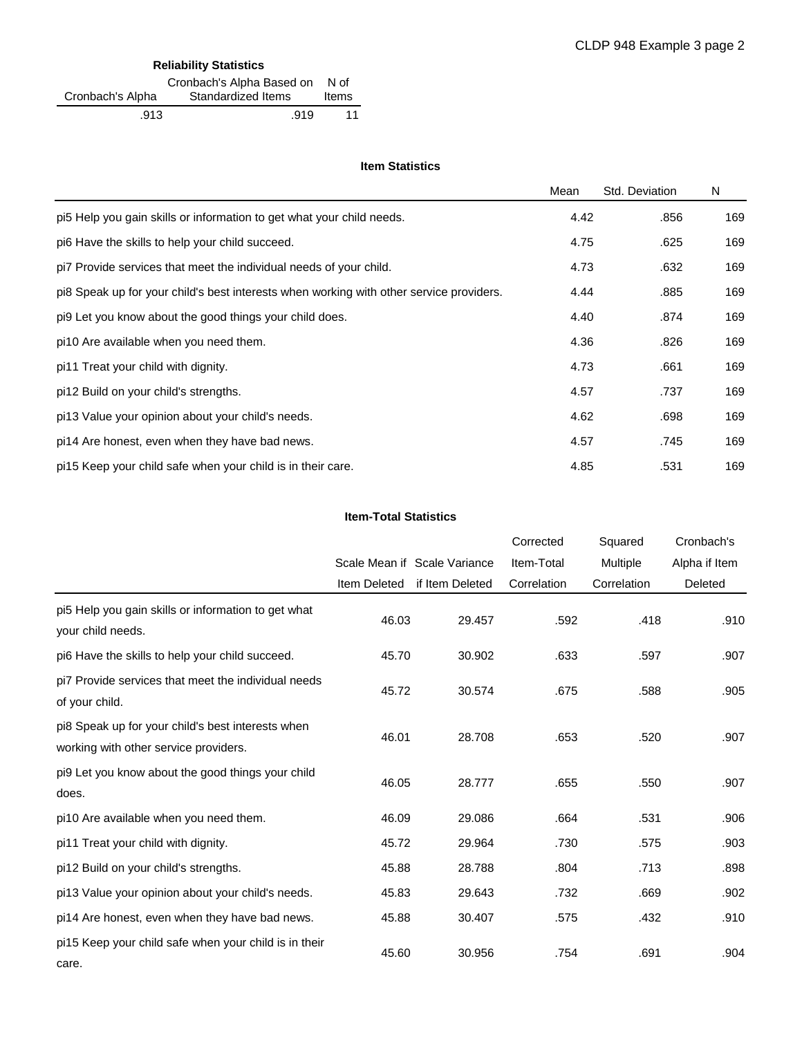### Reliability Statistics

| Cronbach's Alpha | Cronbach's Alpha Based on Standardized Items | N of Items |
|---|---|---|
| .913 | .919 | 11 |

### Item Statistics

| | Mean | Std. Deviation | N |
|---|---|---|---|
| pi5 Help you gain skills or information to get what your child needs. | 4.42 | .856 | 169 |
| pi6 Have the skills to help your child succeed. | 4.75 | .625 | 169 |
| pi7 Provide services that meet the individual needs of your child. | 4.73 | .632 | 169 |
| pi8 Speak up for your child's best interests when working with other service providers. | 4.44 | .885 | 169 |
| pi9 Let you know about the good things your child does. | 4.40 | .874 | 169 |
| pi10 Are available when you need them. | 4.36 | .826 | 169 |
| pi11 Treat your child with dignity. | 4.73 | .661 | 169 |
| pi12 Build on your child's strengths. | 4.57 | .737 | 169 |
| pi13 Value your opinion about your child's needs. | 4.62 | .698 | 169 |
| pi14 Are honest, even when they have bad news. | 4.57 | .745 | 169 |
| pi15 Keep your child safe when your child is in their care. | 4.85 | .531 | 169 |

### Item-Total Statistics

| | Scale Mean if Item Deleted | Scale Variance if Item Deleted | Corrected Item-Total Correlation | Squared Multiple Correlation | Cronbach's Alpha if Item Deleted |
|---|---|---|---|---|---|
| pi5 Help you gain skills or information to get what your child needs. | 46.03 | 29.457 | .592 | .418 | .910 |
| pi6 Have the skills to help your child succeed. | 45.70 | 30.902 | .633 | .597 | .907 |
| pi7 Provide services that meet the individual needs of your child. | 45.72 | 30.574 | .675 | .588 | .905 |
| pi8 Speak up for your child's best interests when working with other service providers. | 46.01 | 28.708 | .653 | .520 | .907 |
| pi9 Let you know about the good things your child does. | 46.05 | 28.777 | .655 | .550 | .907 |
| pi10 Are available when you need them. | 46.09 | 29.086 | .664 | .531 | .906 |
| pi11 Treat your child with dignity. | 45.72 | 29.964 | .730 | .575 | .903 |
| pi12 Build on your child's strengths. | 45.88 | 28.788 | .804 | .713 | .898 |
| pi13 Value your opinion about your child's needs. | 45.83 | 29.643 | .732 | .669 | .902 |
| pi14 Are honest, even when they have bad news. | 45.88 | 30.407 | .575 | .432 | .910 |
| pi15 Keep your child safe when your child is in their care. | 45.60 | 30.956 | .754 | .691 | .904 |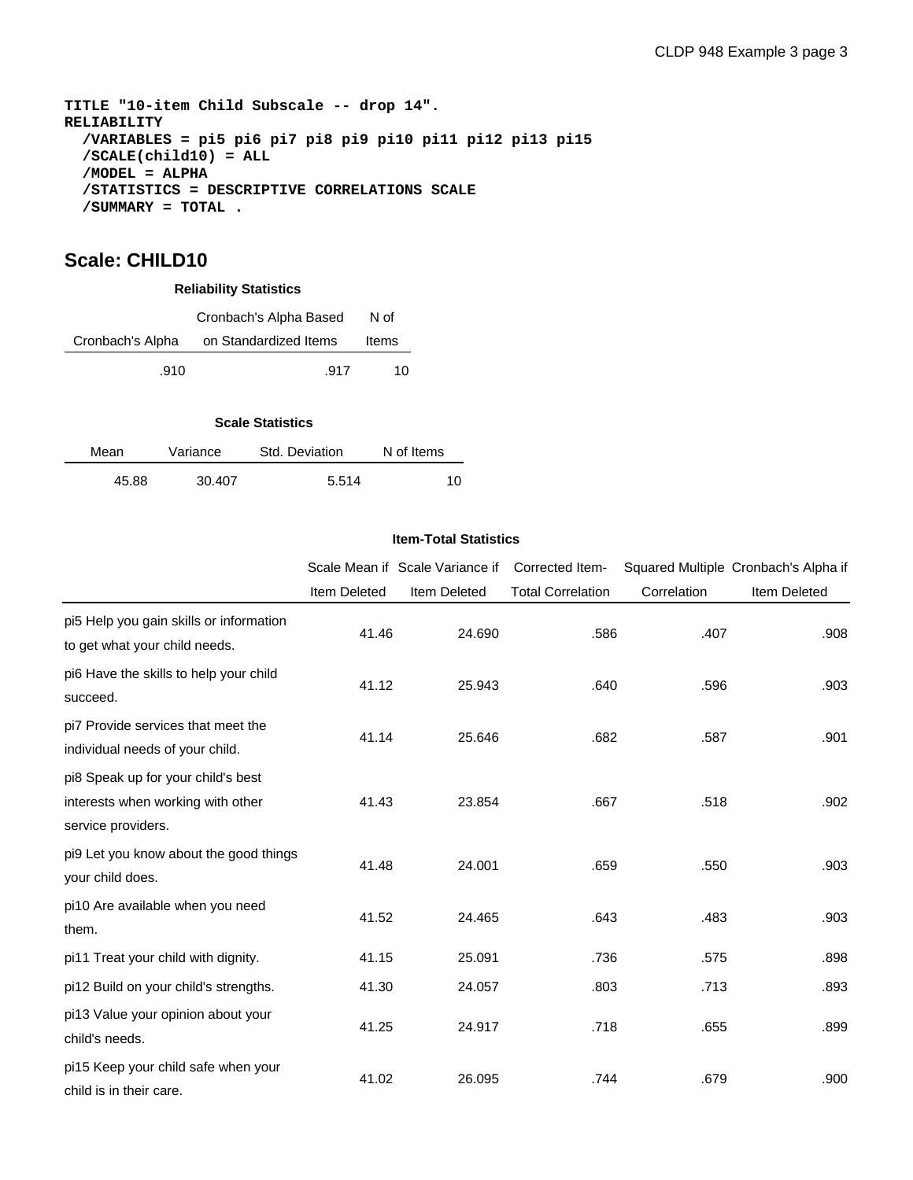```
TITLE "10-item Child Subscale -- drop 14".
RELIABILITY
  /VARIABLES = pi5 pi6 pi7 pi8 pi9 pi10 pi11 pi12 pi13 pi15
  /SCALE(child10) = ALL
  /MODEL = ALPHA
  /STATISTICS = DESCRIPTIVE CORRELATIONS SCALE
  /SUMMARY = TOTAL .
```

## Scale: CHILD10

**Reliability Statistics**

| Cronbach's Alpha | Cronbach's Alpha Based on Standardized Items | N of Items |
|---|---|---|
| .910 | .917 | 10 |

**Scale Statistics**

| Mean | Variance | Std. Deviation | N of Items |
|---|---|---|---|
| 45.88 | 30.407 | 5.514 | 10 |

**Item-Total Statistics**

| | Scale Mean if Item Deleted | Scale Variance if Item Deleted | Corrected Item-Total Correlation | Squared Multiple Correlation | Cronbach's Alpha if Item Deleted |
|---|---|---|---|---|---|
| pi5 Help you gain skills or information to get what your child needs. | 41.46 | 24.690 | .586 | .407 | .908 |
| pi6 Have the skills to help your child succeed. | 41.12 | 25.943 | .640 | .596 | .903 |
| pi7 Provide services that meet the individual needs of your child. | 41.14 | 25.646 | .682 | .587 | .901 |
| pi8 Speak up for your child's best interests when working with other service providers. | 41.43 | 23.854 | .667 | .518 | .902 |
| pi9 Let you know about the good things your child does. | 41.48 | 24.001 | .659 | .550 | .903 |
| pi10 Are available when you need them. | 41.52 | 24.465 | .643 | .483 | .903 |
| pi11 Treat your child with dignity. | 41.15 | 25.091 | .736 | .575 | .898 |
| pi12 Build on your child's strengths. | 41.30 | 24.057 | .803 | .713 | .893 |
| pi13 Value your opinion about your child's needs. | 41.25 | 24.917 | .718 | .655 | .899 |
| pi15 Keep your child safe when your child is in their care. | 41.02 | 26.095 | .744 | .679 | .900 |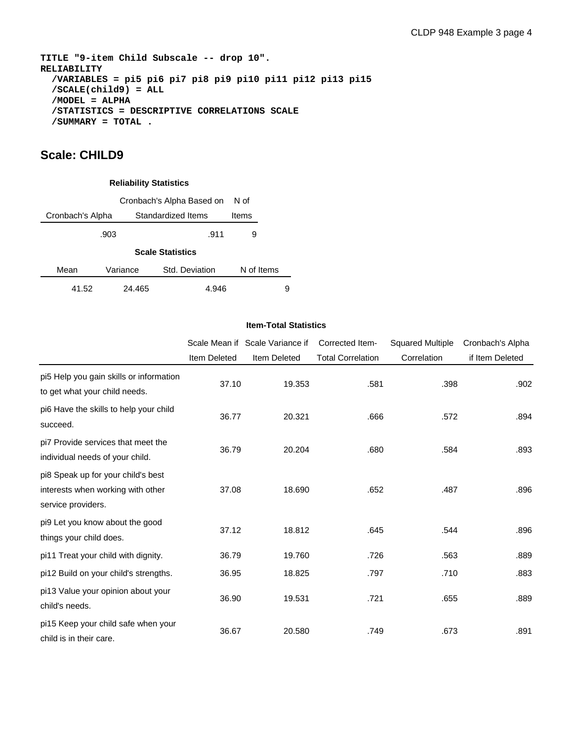```
TITLE "9-item Child Subscale -- drop 10".
RELIABILITY
  /VARIABLES = pi5 pi6 pi7 pi8 pi9 pi10 pi11 pi12 pi13 pi15
  /SCALE(child9) = ALL
  /MODEL = ALPHA
  /STATISTICS = DESCRIPTIVE CORRELATIONS SCALE
  /SUMMARY = TOTAL .
```

## Scale: CHILD9

**Reliability Statistics**

| Cronbach's Alpha | Cronbach's Alpha Based on Standardized Items | N of Items |
|---|---|---|
| .903 | .911 | 9 |

**Scale Statistics**

| Mean | Variance | Std. Deviation | N of Items |
|---|---|---|---|
| 41.52 | 24.465 | 4.946 | 9 |

**Item-Total Statistics**

| | Scale Mean if Item Deleted | Scale Variance if Item Deleted | Corrected Item-Total Correlation | Squared Multiple Correlation | Cronbach's Alpha if Item Deleted |
|---|---|---|---|---|---|
| pi5 Help you gain skills or information to get what your child needs. | 37.10 | 19.353 | .581 | .398 | .902 |
| pi6 Have the skills to help your child succeed. | 36.77 | 20.321 | .666 | .572 | .894 |
| pi7 Provide services that meet the individual needs of your child. | 36.79 | 20.204 | .680 | .584 | .893 |
| pi8 Speak up for your child's best interests when working with other service providers. | 37.08 | 18.690 | .652 | .487 | .896 |
| pi9 Let you know about the good things your child does. | 37.12 | 18.812 | .645 | .544 | .896 |
| pi11 Treat your child with dignity. | 36.79 | 19.760 | .726 | .563 | .889 |
| pi12 Build on your child's strengths. | 36.95 | 18.825 | .797 | .710 | .883 |
| pi13 Value your opinion about your child's needs. | 36.90 | 19.531 | .721 | .655 | .889 |
| pi15 Keep your child safe when your child is in their care. | 36.67 | 20.580 | .749 | .673 | .891 |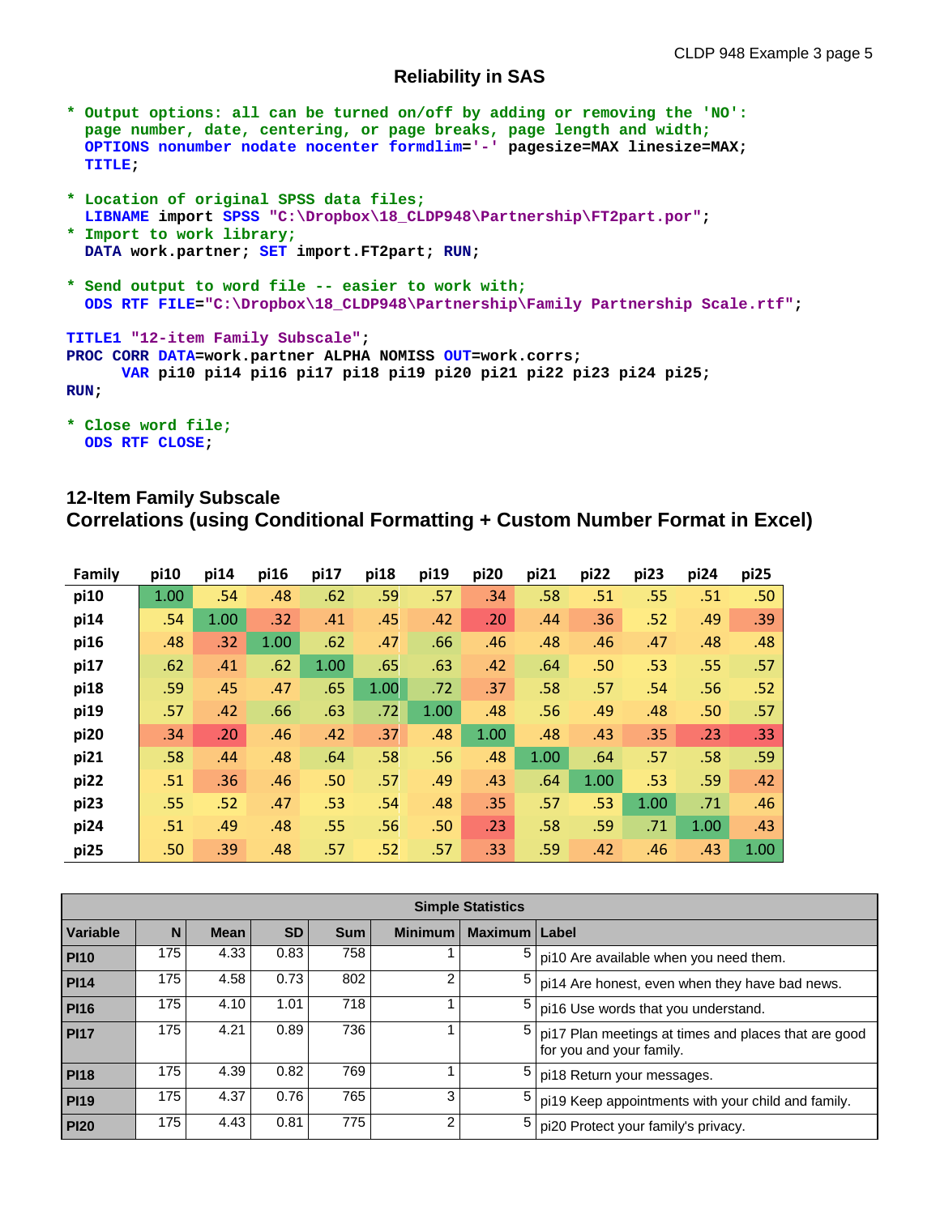## Reliability in SAS

```
* Output options: all can be turned on/off by adding or removing the 'NO':
  page number, date, centering, or page breaks, page length and width;
  OPTIONS nonumber nodate nocenter formdlim='-' pagesize=MAX linesize=MAX;
  TITLE;

* Location of original SPSS data files;
  LIBNAME import SPSS "C:\Dropbox\18_CLDP948\Partnership\FT2part.por";
* Import to work library;
  DATA work.partner; SET import.FT2part; RUN;

* Send output to word file -- easier to work with;
  ODS RTF FILE="C:\Dropbox\18_CLDP948\Partnership\Family Partnership Scale.rtf";

TITLE1 "12-item Family Subscale";
PROC CORR DATA=work.partner ALPHA NOMISS OUT=work.corrs;
     VAR pi10 pi14 pi16 pi17 pi18 pi19 pi20 pi21 pi22 pi23 pi24 pi25;
RUN;

* Close word file;
  ODS RTF CLOSE;
```

### 12-Item Family Subscale
### Correlations (using Conditional Formatting + Custom Number Format in Excel)

| Family | pi10 | pi14 | pi16 | pi17 | pi18 | pi19 | pi20 | pi21 | pi22 | pi23 | pi24 | pi25 |
|---|---|---|---|---|---|---|---|---|---|---|---|---|
| pi10 | 1.00 | .54 | .48 | .62 | .59 | .57 | .34 | .58 | .51 | .55 | .51 | .50 |
| pi14 | .54 | 1.00 | .32 | .41 | .45 | .42 | .20 | .44 | .36 | .52 | .49 | .39 |
| pi16 | .48 | .32 | 1.00 | .62 | .47 | .66 | .46 | .48 | .46 | .47 | .48 | .48 |
| pi17 | .62 | .41 | .62 | 1.00 | .65 | .63 | .42 | .64 | .50 | .53 | .55 | .57 |
| pi18 | .59 | .45 | .47 | .65 | 1.00 | .72 | .37 | .58 | .57 | .54 | .56 | .52 |
| pi19 | .57 | .42 | .66 | .63 | .72 | 1.00 | .48 | .56 | .49 | .48 | .50 | .57 |
| pi20 | .34 | .20 | .46 | .42 | .37 | .48 | 1.00 | .48 | .43 | .35 | .23 | .33 |
| pi21 | .58 | .44 | .48 | .64 | .58 | .56 | .48 | 1.00 | .64 | .57 | .58 | .59 |
| pi22 | .51 | .36 | .46 | .50 | .57 | .49 | .43 | .64 | 1.00 | .53 | .59 | .42 |
| pi23 | .55 | .52 | .47 | .53 | .54 | .48 | .35 | .57 | .53 | 1.00 | .71 | .46 |
| pi24 | .51 | .49 | .48 | .55 | .56 | .50 | .23 | .58 | .59 | .71 | 1.00 | .43 |
| pi25 | .50 | .39 | .48 | .57 | .52 | .57 | .33 | .59 | .42 | .46 | .43 | 1.00 |

| Simple Statistics | | | | | | | |
|---|---|---|---|---|---|---|---|
| **Variable** | **N** | **Mean** | **SD** | **Sum** | **Minimum** | **Maximum** | **Label** |
| **PI10** | 175 | 4.33 | 0.83 | 758 | 1 | 5 | pi10 Are available when you need them. |
| **PI14** | 175 | 4.58 | 0.73 | 802 | 2 | 5 | pi14 Are honest, even when they have bad news. |
| **PI16** | 175 | 4.10 | 1.01 | 718 | 1 | 5 | pi16 Use words that you understand. |
| **PI17** | 175 | 4.21 | 0.89 | 736 | 1 | 5 | pi17 Plan meetings at times and places that are good for you and your family. |
| **PI18** | 175 | 4.39 | 0.82 | 769 | 1 | 5 | pi18 Return your messages. |
| **PI19** | 175 | 4.37 | 0.76 | 765 | 3 | 5 | pi19 Keep appointments with your child and family. |
| **PI20** | 175 | 4.43 | 0.81 | 775 | 2 | 5 | pi20 Protect your family's privacy. |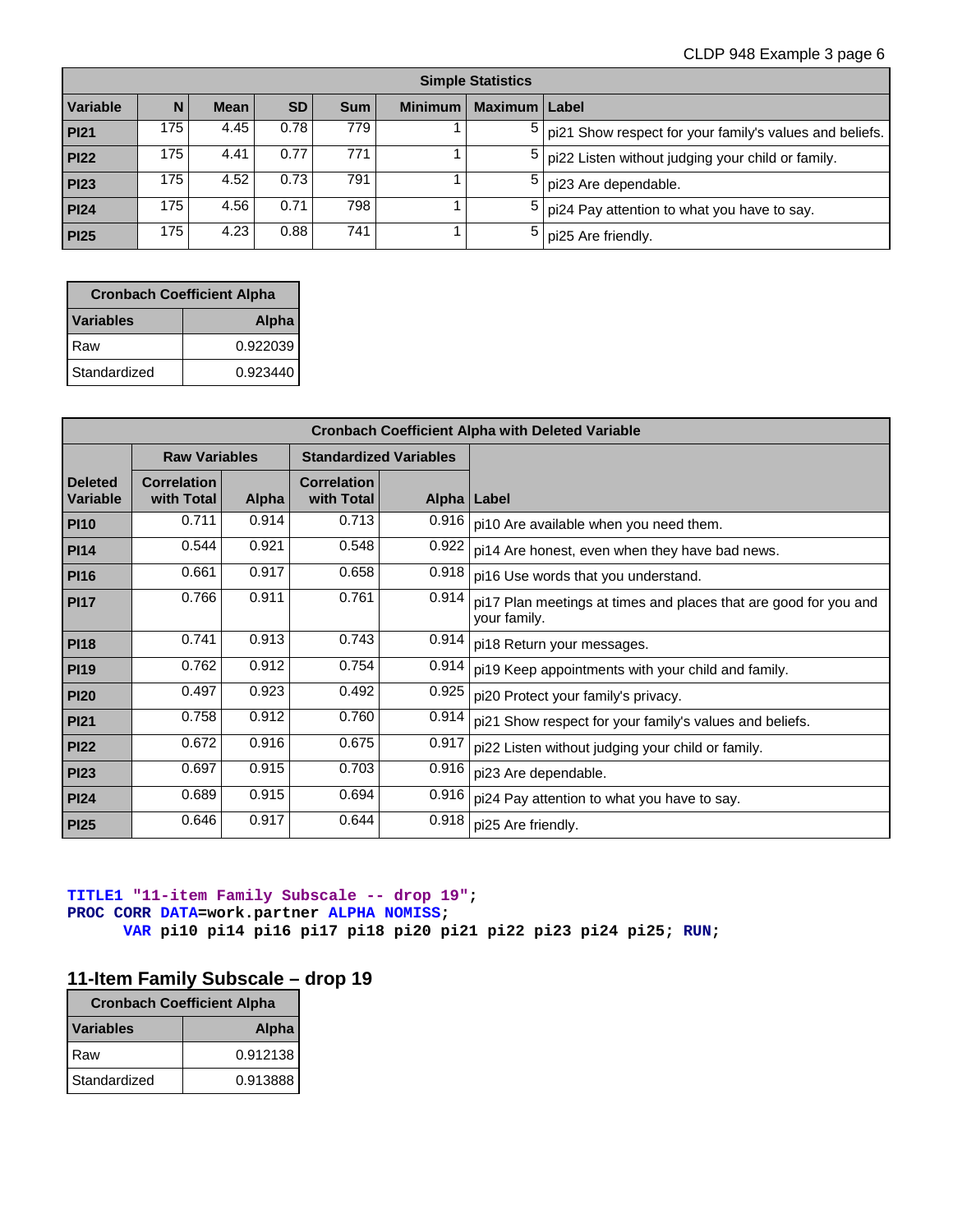| Simple Statistics | | | | | | | |
|---|---|---|---|---|---|---|---|
| Variable | N | Mean | SD | Sum | Minimum | Maximum | Label |
| **PI21** | 175 | 4.45 | 0.78 | 779 | 1 | 5 | pi21 Show respect for your family's values and beliefs. |
| **PI22** | 175 | 4.41 | 0.77 | 771 | 1 | 5 | pi22 Listen without judging your child or family. |
| **PI23** | 175 | 4.52 | 0.73 | 791 | 1 | 5 | pi23 Are dependable. |
| **PI24** | 175 | 4.56 | 0.71 | 798 | 1 | 5 | pi24 Pay attention to what you have to say. |
| **PI25** | 175 | 4.23 | 0.88 | 741 | 1 | 5 | pi25 Are friendly. |

| Cronbach Coefficient Alpha | |
|---|---|
| Variables | Alpha |
| Raw | 0.922039 |
| Standardized | 0.923440 |

| Cronbach Coefficient Alpha with Deleted Variable | | | | | |
|---|---|---|---|---|---|
| | Raw Variables | | Standardized Variables | | |
| Deleted Variable | Correlation with Total | Alpha | Correlation with Total | Alpha | Label |
| **PI10** | 0.711 | 0.914 | 0.713 | 0.916 | pi10 Are available when you need them. |
| **PI14** | 0.544 | 0.921 | 0.548 | 0.922 | pi14 Are honest, even when they have bad news. |
| **PI16** | 0.661 | 0.917 | 0.658 | 0.918 | pi16 Use words that you understand. |
| **PI17** | 0.766 | 0.911 | 0.761 | 0.914 | pi17 Plan meetings at times and places that are good for you and your family. |
| **PI18** | 0.741 | 0.913 | 0.743 | 0.914 | pi18 Return your messages. |
| **PI19** | 0.762 | 0.912 | 0.754 | 0.914 | pi19 Keep appointments with your child and family. |
| **PI20** | 0.497 | 0.923 | 0.492 | 0.925 | pi20 Protect your family's privacy. |
| **PI21** | 0.758 | 0.912 | 0.760 | 0.914 | pi21 Show respect for your family's values and beliefs. |
| **PI22** | 0.672 | 0.916 | 0.675 | 0.917 | pi22 Listen without judging your child or family. |
| **PI23** | 0.697 | 0.915 | 0.703 | 0.916 | pi23 Are dependable. |
| **PI24** | 0.689 | 0.915 | 0.694 | 0.916 | pi24 Pay attention to what you have to say. |
| **PI25** | 0.646 | 0.917 | 0.644 | 0.918 | pi25 Are friendly. |

```
TITLE1 "11-item Family Subscale -- drop 19";
PROC CORR DATA=work.partner ALPHA NOMISS;
      VAR pi10 pi14 pi16 pi17 pi18 pi20 pi21 pi22 pi23 pi24 pi25; RUN;
```

## 11-Item Family Subscale – drop 19

| Cronbach Coefficient Alpha | |
|---|---|
| Variables | Alpha |
| Raw | 0.912138 |
| Standardized | 0.913888 |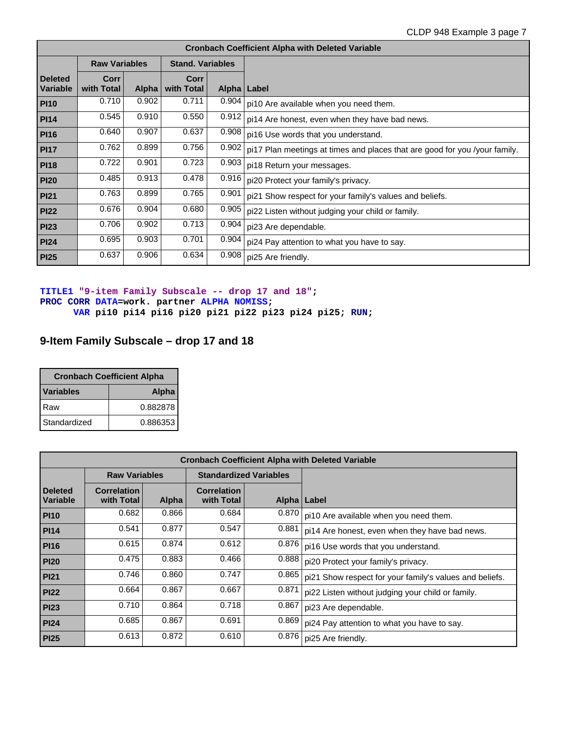| Cronbach Coefficient Alpha with Deleted Variable | | | | | |
|---|---|---|---|---|---|
| | Raw Variables | | Stand. Variables | | |
| Deleted Variable | Corr with Total | Alpha | Corr with Total | Alpha | Label |
| **PI10** | 0.710 | 0.902 | 0.711 | 0.904 | pi10 Are available when you need them. |
| **PI14** | 0.545 | 0.910 | 0.550 | 0.912 | pi14 Are honest, even when they have bad news. |
| **PI16** | 0.640 | 0.907 | 0.637 | 0.908 | pi16 Use words that you understand. |
| **PI17** | 0.762 | 0.899 | 0.756 | 0.902 | pi17 Plan meetings at times and places that are good for you /your family. |
| **PI18** | 0.722 | 0.901 | 0.723 | 0.903 | pi18 Return your messages. |
| **PI20** | 0.485 | 0.913 | 0.478 | 0.916 | pi20 Protect your family's privacy. |
| **PI21** | 0.763 | 0.899 | 0.765 | 0.901 | pi21 Show respect for your family's values and beliefs. |
| **PI22** | 0.676 | 0.904 | 0.680 | 0.905 | pi22 Listen without judging your child or family. |
| **PI23** | 0.706 | 0.902 | 0.713 | 0.904 | pi23 Are dependable. |
| **PI24** | 0.695 | 0.903 | 0.701 | 0.904 | pi24 Pay attention to what you have to say. |
| **PI25** | 0.637 | 0.906 | 0.634 | 0.908 | pi25 Are friendly. |

```
TITLE1 "9-item Family Subscale -- drop 17 and 18";
PROC CORR DATA=work. partner ALPHA NOMISS;
      VAR pi10 pi14 pi16 pi20 pi21 pi22 pi23 pi24 pi25; RUN;
```

## 9-Item Family Subscale – drop 17 and 18

| Cronbach Coefficient Alpha | |
|---|---|
| **Variables** | **Alpha** |
| Raw | 0.882878 |
| Standardized | 0.886353 |

| Cronbach Coefficient Alpha with Deleted Variable | | | | | |
|---|---|---|---|---|---|
| | Raw Variables | | Standardized Variables | | |
| Deleted Variable | Correlation with Total | Alpha | Correlation with Total | Alpha | Label |
| **PI10** | 0.682 | 0.866 | 0.684 | 0.870 | pi10 Are available when you need them. |
| **PI14** | 0.541 | 0.877 | 0.547 | 0.881 | pi14 Are honest, even when they have bad news. |
| **PI16** | 0.615 | 0.874 | 0.612 | 0.876 | pi16 Use words that you understand. |
| **PI20** | 0.475 | 0.883 | 0.466 | 0.888 | pi20 Protect your family's privacy. |
| **PI21** | 0.746 | 0.860 | 0.747 | 0.865 | pi21 Show respect for your family's values and beliefs. |
| **PI22** | 0.664 | 0.867 | 0.667 | 0.871 | pi22 Listen without judging your child or family. |
| **PI23** | 0.710 | 0.864 | 0.718 | 0.867 | pi23 Are dependable. |
| **PI24** | 0.685 | 0.867 | 0.691 | 0.869 | pi24 Pay attention to what you have to say. |
| **PI25** | 0.613 | 0.872 | 0.610 | 0.876 | pi25 Are friendly. |